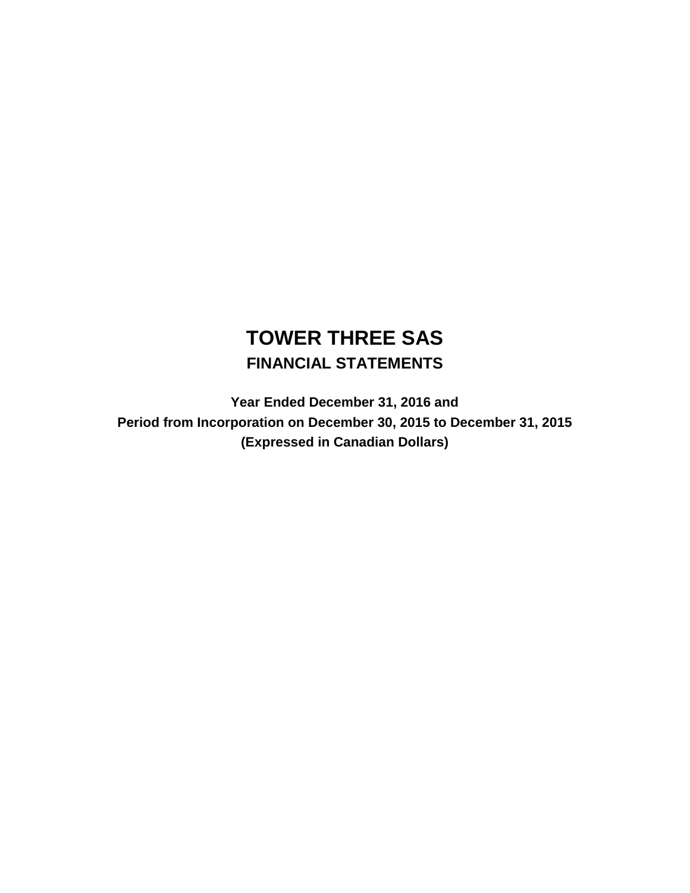# TOWER THREE SAS

## FINANCIAL STATEMENTS

**Year Ended December 31, 2016 and**

**Period from Incorporation on December 30, 2015 to December 31, 2015**

**(Expressed in Canadian Dollars)**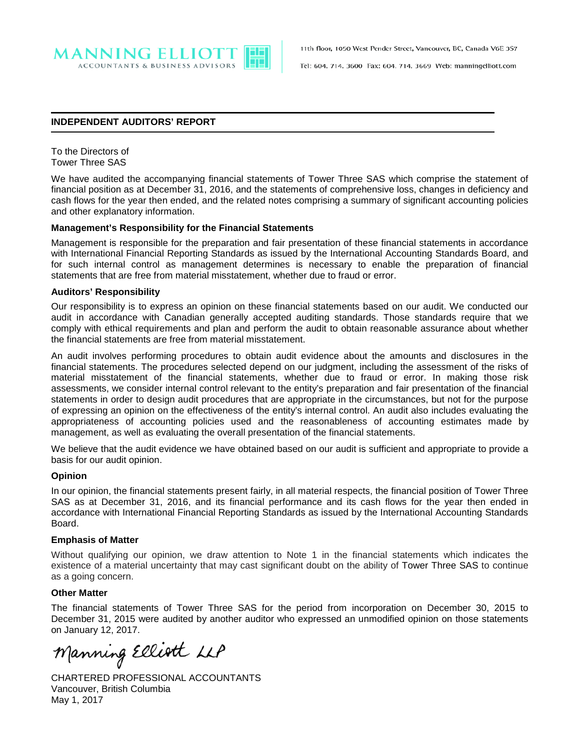MANNING ELLIOTT
ACCOUNTANTS & BUSINESS ADVISORS

11th floor, 1050 West Pender Street, Vancouver, BC, Canada V6E 3S7

Tel: 604. 714. 3600 Fax: 604. 714. 3669 Web: manningelliott.com

## INDEPENDENT AUDITORS' REPORT

To the Directors of
Tower Three SAS

We have audited the accompanying financial statements of Tower Three SAS which comprise the statement of financial position as at December 31, 2016, and the statements of comprehensive loss, changes in deficiency and cash flows for the year then ended, and the related notes comprising a summary of significant accounting policies and other explanatory information.

### Management's Responsibility for the Financial Statements

Management is responsible for the preparation and fair presentation of these financial statements in accordance with International Financial Reporting Standards as issued by the International Accounting Standards Board, and for such internal control as management determines is necessary to enable the preparation of financial statements that are free from material misstatement, whether due to fraud or error.

### Auditors' Responsibility

Our responsibility is to express an opinion on these financial statements based on our audit. We conducted our audit in accordance with Canadian generally accepted auditing standards. Those standards require that we comply with ethical requirements and plan and perform the audit to obtain reasonable assurance about whether the financial statements are free from material misstatement.

An audit involves performing procedures to obtain audit evidence about the amounts and disclosures in the financial statements. The procedures selected depend on our judgment, including the assessment of the risks of material misstatement of the financial statements, whether due to fraud or error. In making those risk assessments, we consider internal control relevant to the entity's preparation and fair presentation of the financial statements in order to design audit procedures that are appropriate in the circumstances, but not for the purpose of expressing an opinion on the effectiveness of the entity's internal control. An audit also includes evaluating the appropriateness of accounting policies used and the reasonableness of accounting estimates made by management, as well as evaluating the overall presentation of the financial statements.

We believe that the audit evidence we have obtained based on our audit is sufficient and appropriate to provide a basis for our audit opinion.

### Opinion

In our opinion, the financial statements present fairly, in all material respects, the financial position of Tower Three SAS as at December 31, 2016, and its financial performance and its cash flows for the year then ended in accordance with International Financial Reporting Standards as issued by the International Accounting Standards Board.

### Emphasis of Matter

Without qualifying our opinion, we draw attention to Note 1 in the financial statements which indicates the existence of a material uncertainty that may cast significant doubt on the ability of Tower Three SAS to continue as a going concern.

### Other Matter

The financial statements of Tower Three SAS for the period from incorporation on December 30, 2015 to December 31, 2015 were audited by another auditor who expressed an unmodified opinion on those statements on January 12, 2017.

*Manning Elliott LLP*

CHARTERED PROFESSIONAL ACCOUNTANTS
Vancouver, British Columbia
May 1, 2017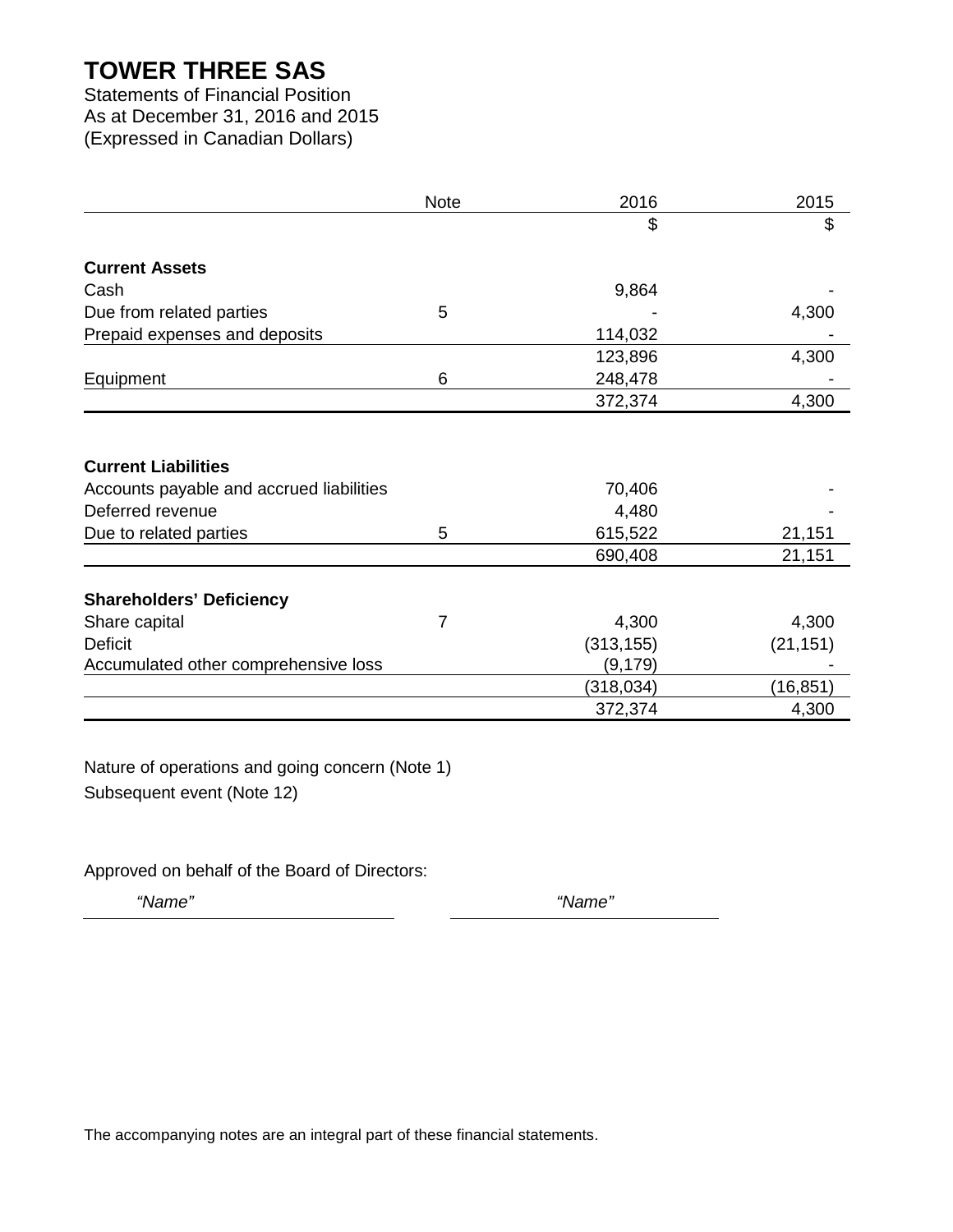# TOWER THREE SAS

Statements of Financial Position
As at December 31, 2016 and 2015
(Expressed in Canadian Dollars)

| | Note | 2016 | 2015 |
|---|---|---|---|
| | | $ | $ |
| **Current Assets** | | | |
| Cash | | 9,864 | - |
| Due from related parties | 5 | - | 4,300 |
| Prepaid expenses and deposits | | 114,032 | - |
| | | 123,896 | 4,300 |
| Equipment | 6 | 248,478 | - |
| | | 372,374 | 4,300 |
| **Current Liabilities** | | | |
| Accounts payable and accrued liabilities | | 70,406 | - |
| Deferred revenue | | 4,480 | - |
| Due to related parties | 5 | 615,522 | 21,151 |
| | | 690,408 | 21,151 |
| **Shareholders' Deficiency** | | | |
| Share capital | 7 | 4,300 | 4,300 |
| Deficit | | (313,155) | (21,151) |
| Accumulated other comprehensive loss | | (9,179) | - |
| | | (318,034) | (16,851) |
| | | 372,374 | 4,300 |

Nature of operations and going concern (Note 1)

Subsequent event (Note 12)

Approved on behalf of the Board of Directors:

*"Name"* *"Name"*

The accompanying notes are an integral part of these financial statements.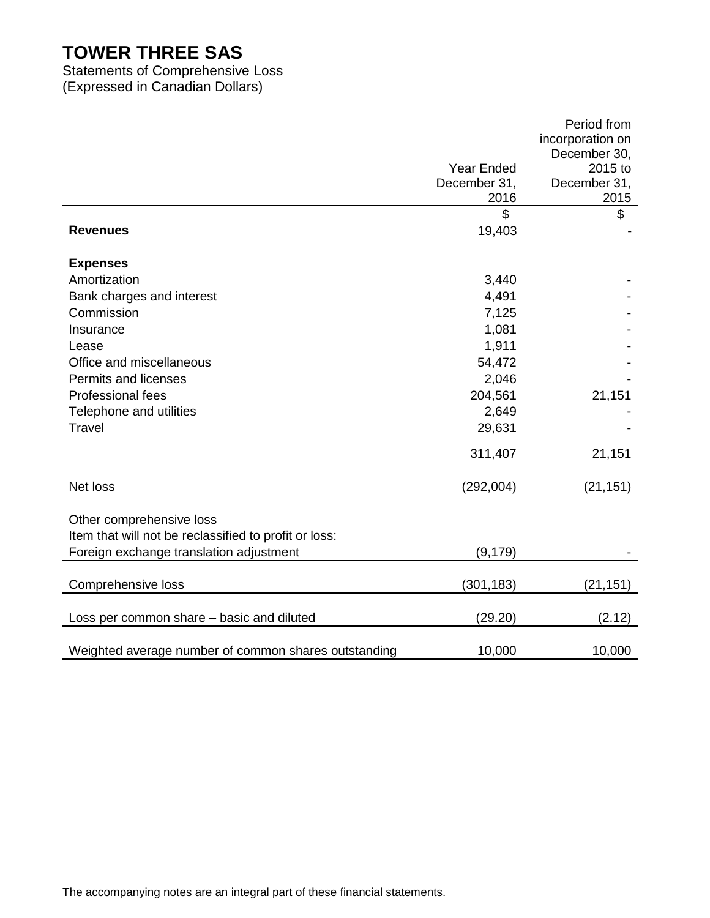# TOWER THREE SAS

Statements of Comprehensive Loss
(Expressed in Canadian Dollars)

| | Year Ended December 31, 2016 | Period from incorporation on December 30, 2015 to December 31, 2015 |
|---|---|---|
| | $ | $ |
| **Revenues** | 19,403 | - |
| **Expenses** | | |
| Amortization | 3,440 | - |
| Bank charges and interest | 4,491 | - |
| Commission | 7,125 | - |
| Insurance | 1,081 | - |
| Lease | 1,911 | - |
| Office and miscellaneous | 54,472 | - |
| Permits and licenses | 2,046 | - |
| Professional fees | 204,561 | 21,151 |
| Telephone and utilities | 2,649 | - |
| Travel | 29,631 | - |
| | 311,407 | 21,151 |
| Net loss | (292,004) | (21,151) |
| Other comprehensive loss | | |
| Item that will not be reclassified to profit or loss: | | |
| Foreign exchange translation adjustment | (9,179) | - |
| Comprehensive loss | (301,183) | (21,151) |
| Loss per common share – basic and diluted | (29.20) | (2.12) |
| Weighted average number of common shares outstanding | 10,000 | 10,000 |

The accompanying notes are an integral part of these financial statements.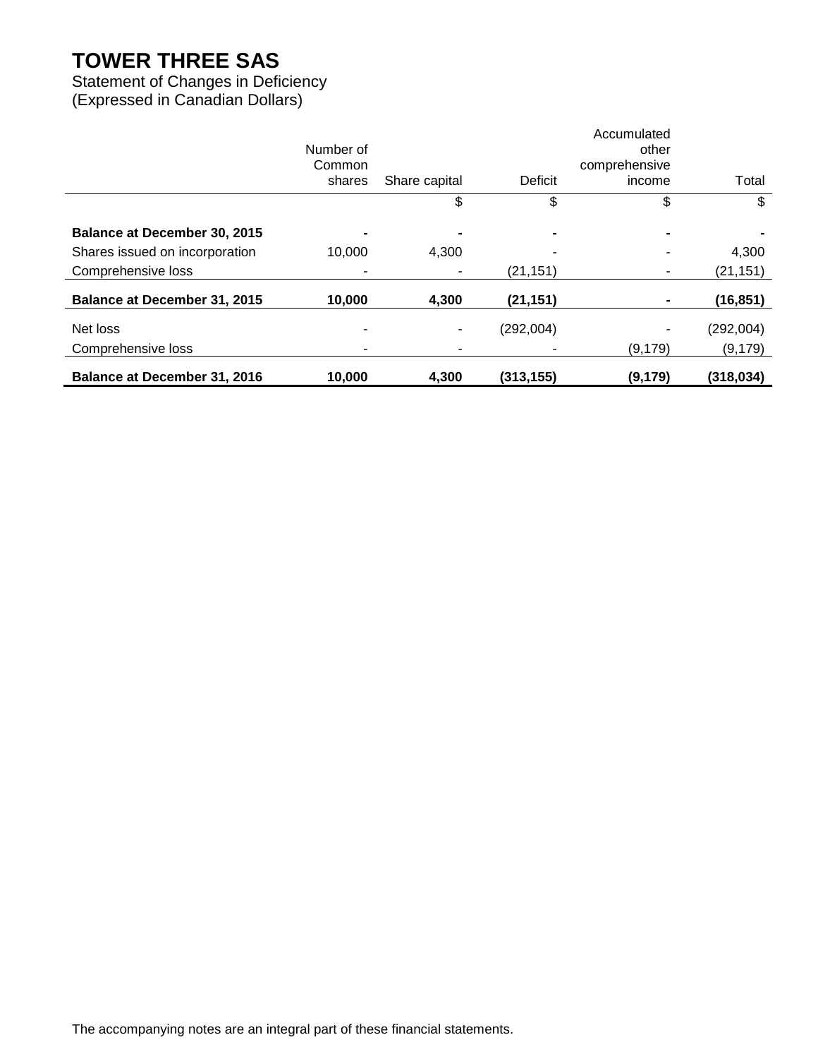# TOWER THREE SAS

Statement of Changes in Deficiency
(Expressed in Canadian Dollars)

| | Number of Common shares | Share capital | Deficit | Accumulated other comprehensive income | Total |
|---|---|---|---|---|---|
| | | $ | $ | $ | $ |
| **Balance at December 30, 2015** | **-** | **-** | **-** | **-** | **-** |
| Shares issued on incorporation | 10,000 | 4,300 | - | - | 4,300 |
| Comprehensive loss | - | - | (21,151) | - | (21,151) |
| **Balance at December 31, 2015** | **10,000** | **4,300** | **(21,151)** | **-** | **(16,851)** |
| Net loss | - | - | (292,004) | - | (292,004) |
| Comprehensive loss | - | - | - | (9,179) | (9,179) |
| **Balance at December 31, 2016** | **10,000** | **4,300** | **(313,155)** | **(9,179)** | **(318,034)** |

The accompanying notes are an integral part of these financial statements.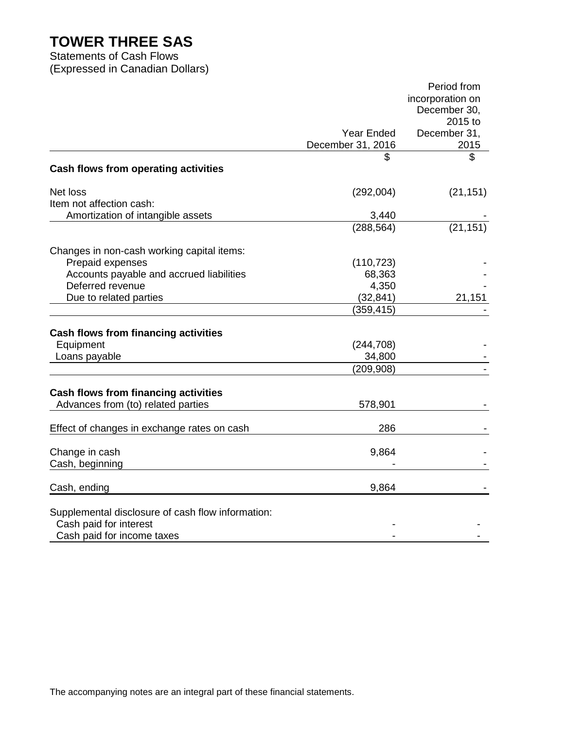# TOWER THREE SAS

Statements of Cash Flows
(Expressed in Canadian Dollars)

| | Year Ended December 31, 2016 | Period from incorporation on December 30, 2015 to December 31, 2015 |
|---|---|---|
| | $ | $ |
| **Cash flows from operating activities** | | |
| Net loss | (292,004) | (21,151) |
| Item not affection cash: | | |
| Amortization of intangible assets | 3,440 | - |
| | (288,564) | (21,151) |
| Changes in non-cash working capital items: | | |
| Prepaid expenses | (110,723) | - |
| Accounts payable and accrued liabilities | 68,363 | - |
| Deferred revenue | 4,350 | - |
| Due to related parties | (32,841) | 21,151 |
| | (359,415) | - |
| **Cash flows from financing activities** | | |
| Equipment | (244,708) | - |
| Loans payable | 34,800 | - |
| | (209,908) | - |
| **Cash flows from financing activities** | | |
| Advances from (to) related parties | 578,901 | - |
| Effect of changes in exchange rates on cash | 286 | - |
| Change in cash | 9,864 | - |
| Cash, beginning | - | - |
| Cash, ending | 9,864 | - |
| Supplemental disclosure of cash flow information: | | |
| Cash paid for interest | - | - |
| Cash paid for income taxes | - | - |

The accompanying notes are an integral part of these financial statements.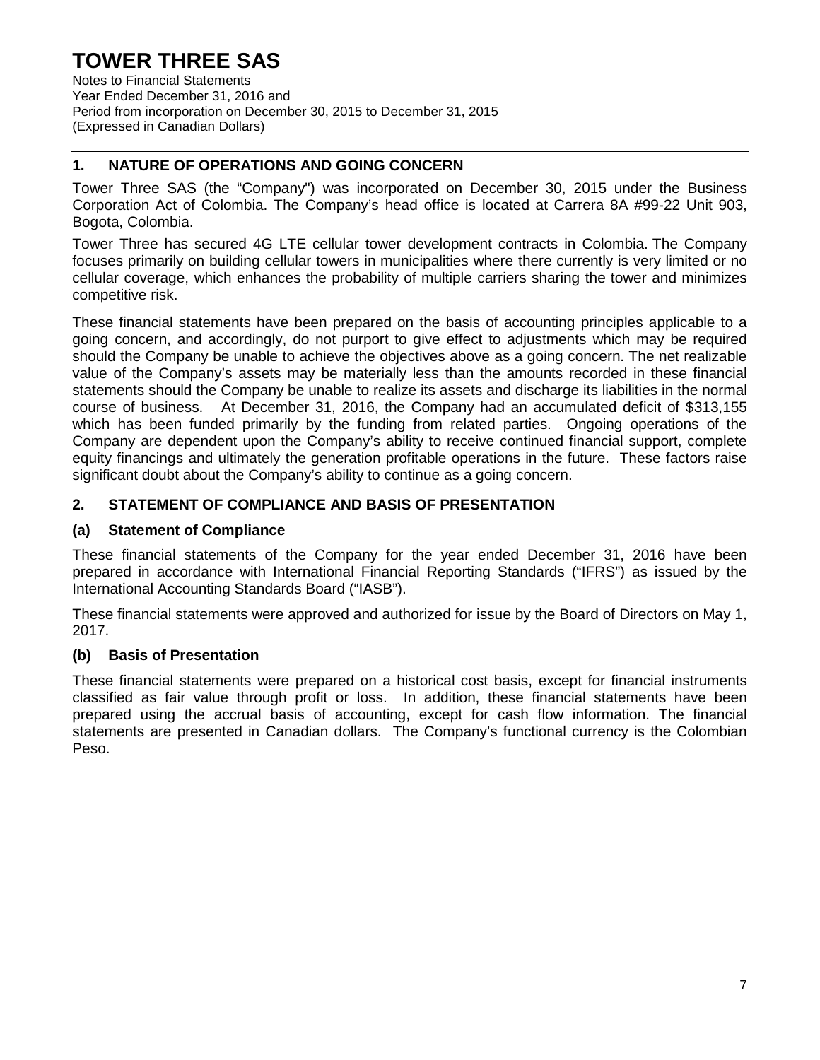# TOWER THREE SAS

Notes to Financial Statements
Year Ended December 31, 2016 and
Period from incorporation on December 30, 2015 to December 31, 2015
(Expressed in Canadian Dollars)

## 1. NATURE OF OPERATIONS AND GOING CONCERN

Tower Three SAS (the "Company") was incorporated on December 30, 2015 under the Business Corporation Act of Colombia. The Company's head office is located at Carrera 8A #99-22 Unit 903, Bogota, Colombia.

Tower Three has secured 4G LTE cellular tower development contracts in Colombia. The Company focuses primarily on building cellular towers in municipalities where there currently is very limited or no cellular coverage, which enhances the probability of multiple carriers sharing the tower and minimizes competitive risk.

These financial statements have been prepared on the basis of accounting principles applicable to a going concern, and accordingly, do not purport to give effect to adjustments which may be required should the Company be unable to achieve the objectives above as a going concern. The net realizable value of the Company's assets may be materially less than the amounts recorded in these financial statements should the Company be unable to realize its assets and discharge its liabilities in the normal course of business. At December 31, 2016, the Company had an accumulated deficit of $313,155 which has been funded primarily by the funding from related parties. Ongoing operations of the Company are dependent upon the Company's ability to receive continued financial support, complete equity financings and ultimately the generation profitable operations in the future. These factors raise significant doubt about the Company's ability to continue as a going concern.

## 2. STATEMENT OF COMPLIANCE AND BASIS OF PRESENTATION

### (a) Statement of Compliance

These financial statements of the Company for the year ended December 31, 2016 have been prepared in accordance with International Financial Reporting Standards ("IFRS") as issued by the International Accounting Standards Board ("IASB").

These financial statements were approved and authorized for issue by the Board of Directors on May 1, 2017.

### (b) Basis of Presentation

These financial statements were prepared on a historical cost basis, except for financial instruments classified as fair value through profit or loss. In addition, these financial statements have been prepared using the accrual basis of accounting, except for cash flow information. The financial statements are presented in Canadian dollars. The Company's functional currency is the Colombian Peso.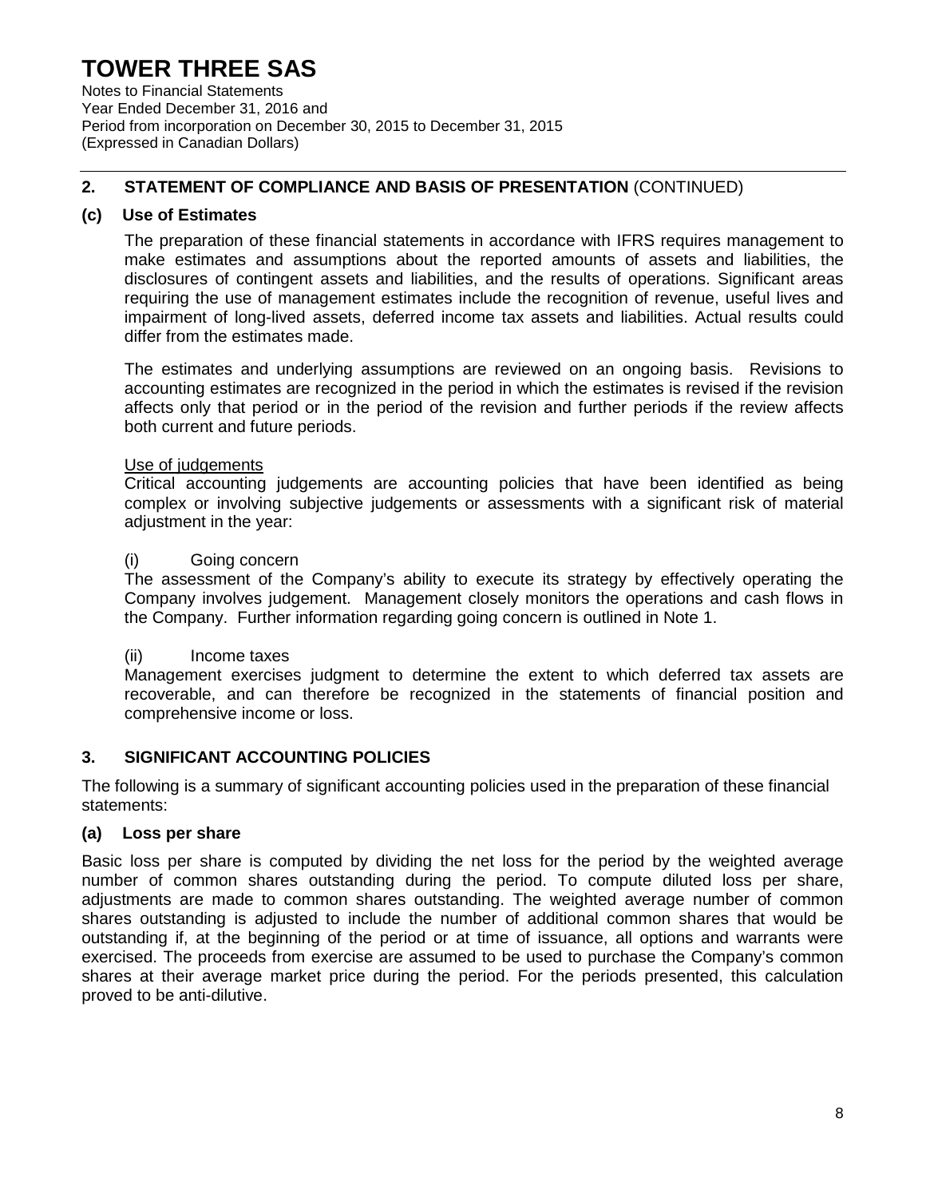## 2. STATEMENT OF COMPLIANCE AND BASIS OF PRESENTATION (CONTINUED)

### (c) Use of Estimates

The preparation of these financial statements in accordance with IFRS requires management to make estimates and assumptions about the reported amounts of assets and liabilities, the disclosures of contingent assets and liabilities, and the results of operations. Significant areas requiring the use of management estimates include the recognition of revenue, useful lives and impairment of long-lived assets, deferred income tax assets and liabilities. Actual results could differ from the estimates made.

The estimates and underlying assumptions are reviewed on an ongoing basis. Revisions to accounting estimates are recognized in the period in which the estimates is revised if the revision affects only that period or in the period of the revision and further periods if the review affects both current and future periods.

Use of judgements

Critical accounting judgements are accounting policies that have been identified as being complex or involving subjective judgements or assessments with a significant risk of material adjustment in the year:

(i) Going concern

The assessment of the Company's ability to execute its strategy by effectively operating the Company involves judgement. Management closely monitors the operations and cash flows in the Company. Further information regarding going concern is outlined in Note 1.

(ii) Income taxes

Management exercises judgment to determine the extent to which deferred tax assets are recoverable, and can therefore be recognized in the statements of financial position and comprehensive income or loss.

## 3. SIGNIFICANT ACCOUNTING POLICIES

The following is a summary of significant accounting policies used in the preparation of these financial statements:

### (a) Loss per share

Basic loss per share is computed by dividing the net loss for the period by the weighted average number of common shares outstanding during the period. To compute diluted loss per share, adjustments are made to common shares outstanding. The weighted average number of common shares outstanding is adjusted to include the number of additional common shares that would be outstanding if, at the beginning of the period or at time of issuance, all options and warrants were exercised. The proceeds from exercise are assumed to be used to purchase the Company's common shares at their average market price during the period. For the periods presented, this calculation proved to be anti-dilutive.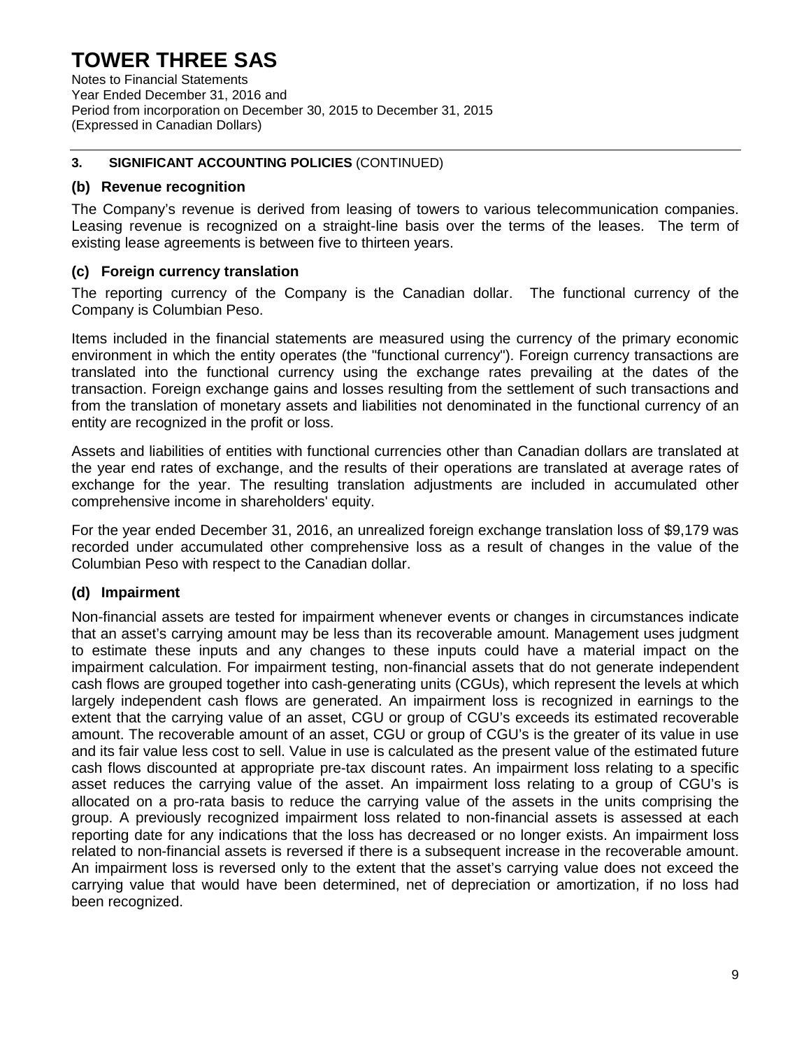# TOWER THREE SAS

Notes to Financial Statements
Year Ended December 31, 2016 and
Period from incorporation on December 30, 2015 to December 31, 2015
(Expressed in Canadian Dollars)

## 3. SIGNIFICANT ACCOUNTING POLICIES (CONTINUED)

### (b) Revenue recognition

The Company's revenue is derived from leasing of towers to various telecommunication companies. Leasing revenue is recognized on a straight-line basis over the terms of the leases. The term of existing lease agreements is between five to thirteen years.

### (c) Foreign currency translation

The reporting currency of the Company is the Canadian dollar. The functional currency of the Company is Columbian Peso.

Items included in the financial statements are measured using the currency of the primary economic environment in which the entity operates (the "functional currency"). Foreign currency transactions are translated into the functional currency using the exchange rates prevailing at the dates of the transaction. Foreign exchange gains and losses resulting from the settlement of such transactions and from the translation of monetary assets and liabilities not denominated in the functional currency of an entity are recognized in the profit or loss.

Assets and liabilities of entities with functional currencies other than Canadian dollars are translated at the year end rates of exchange, and the results of their operations are translated at average rates of exchange for the year. The resulting translation adjustments are included in accumulated other comprehensive income in shareholders' equity.

For the year ended December 31, 2016, an unrealized foreign exchange translation loss of $9,179 was recorded under accumulated other comprehensive loss as a result of changes in the value of the Columbian Peso with respect to the Canadian dollar.

### (d) Impairment

Non-financial assets are tested for impairment whenever events or changes in circumstances indicate that an asset's carrying amount may be less than its recoverable amount. Management uses judgment to estimate these inputs and any changes to these inputs could have a material impact on the impairment calculation. For impairment testing, non-financial assets that do not generate independent cash flows are grouped together into cash-generating units (CGUs), which represent the levels at which largely independent cash flows are generated. An impairment loss is recognized in earnings to the extent that the carrying value of an asset, CGU or group of CGU's exceeds its estimated recoverable amount. The recoverable amount of an asset, CGU or group of CGU's is the greater of its value in use and its fair value less cost to sell. Value in use is calculated as the present value of the estimated future cash flows discounted at appropriate pre-tax discount rates. An impairment loss relating to a specific asset reduces the carrying value of the asset. An impairment loss relating to a group of CGU's is allocated on a pro-rata basis to reduce the carrying value of the assets in the units comprising the group. A previously recognized impairment loss related to non-financial assets is assessed at each reporting date for any indications that the loss has decreased or no longer exists. An impairment loss related to non-financial assets is reversed if there is a subsequent increase in the recoverable amount. An impairment loss is reversed only to the extent that the asset's carrying value does not exceed the carrying value that would have been determined, net of depreciation or amortization, if no loss had been recognized.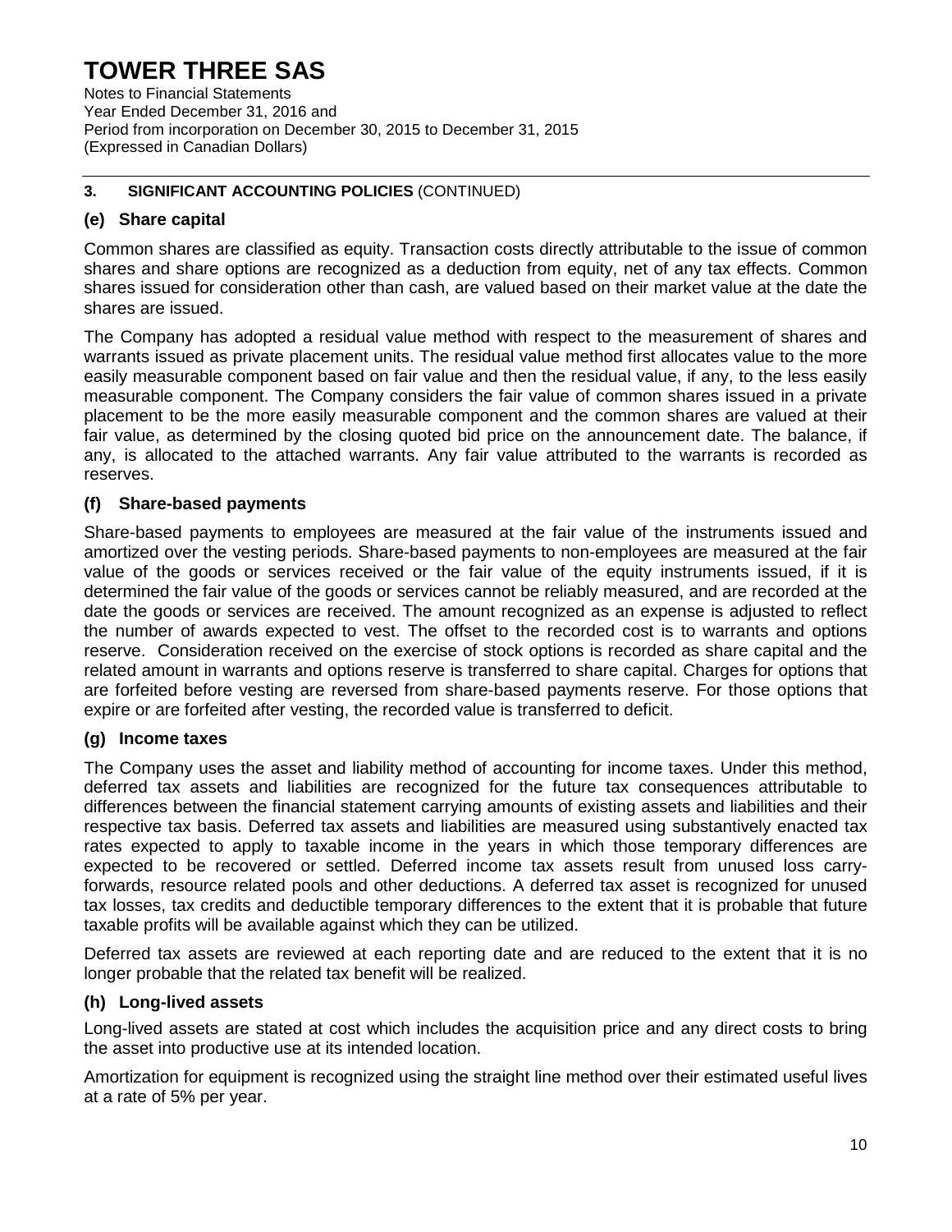# TOWER THREE SAS

Notes to Financial Statements
Year Ended December 31, 2016 and
Period from incorporation on December 30, 2015 to December 31, 2015
(Expressed in Canadian Dollars)

## 3. SIGNIFICANT ACCOUNTING POLICIES (CONTINUED)

### (e) Share capital

Common shares are classified as equity. Transaction costs directly attributable to the issue of common shares and share options are recognized as a deduction from equity, net of any tax effects. Common shares issued for consideration other than cash, are valued based on their market value at the date the shares are issued.

The Company has adopted a residual value method with respect to the measurement of shares and warrants issued as private placement units. The residual value method first allocates value to the more easily measurable component based on fair value and then the residual value, if any, to the less easily measurable component. The Company considers the fair value of common shares issued in a private placement to be the more easily measurable component and the common shares are valued at their fair value, as determined by the closing quoted bid price on the announcement date. The balance, if any, is allocated to the attached warrants. Any fair value attributed to the warrants is recorded as reserves.

### (f) Share-based payments

Share-based payments to employees are measured at the fair value of the instruments issued and amortized over the vesting periods. Share-based payments to non-employees are measured at the fair value of the goods or services received or the fair value of the equity instruments issued, if it is determined the fair value of the goods or services cannot be reliably measured, and are recorded at the date the goods or services are received. The amount recognized as an expense is adjusted to reflect the number of awards expected to vest. The offset to the recorded cost is to warrants and options reserve. Consideration received on the exercise of stock options is recorded as share capital and the related amount in warrants and options reserve is transferred to share capital. Charges for options that are forfeited before vesting are reversed from share-based payments reserve. For those options that expire or are forfeited after vesting, the recorded value is transferred to deficit.

### (g) Income taxes

The Company uses the asset and liability method of accounting for income taxes. Under this method, deferred tax assets and liabilities are recognized for the future tax consequences attributable to differences between the financial statement carrying amounts of existing assets and liabilities and their respective tax basis. Deferred tax assets and liabilities are measured using substantively enacted tax rates expected to apply to taxable income in the years in which those temporary differences are expected to be recovered or settled. Deferred income tax assets result from unused loss carry-forwards, resource related pools and other deductions. A deferred tax asset is recognized for unused tax losses, tax credits and deductible temporary differences to the extent that it is probable that future taxable profits will be available against which they can be utilized.

Deferred tax assets are reviewed at each reporting date and are reduced to the extent that it is no longer probable that the related tax benefit will be realized.

### (h) Long-lived assets

Long-lived assets are stated at cost which includes the acquisition price and any direct costs to bring the asset into productive use at its intended location.

Amortization for equipment is recognized using the straight line method over their estimated useful lives at a rate of 5% per year.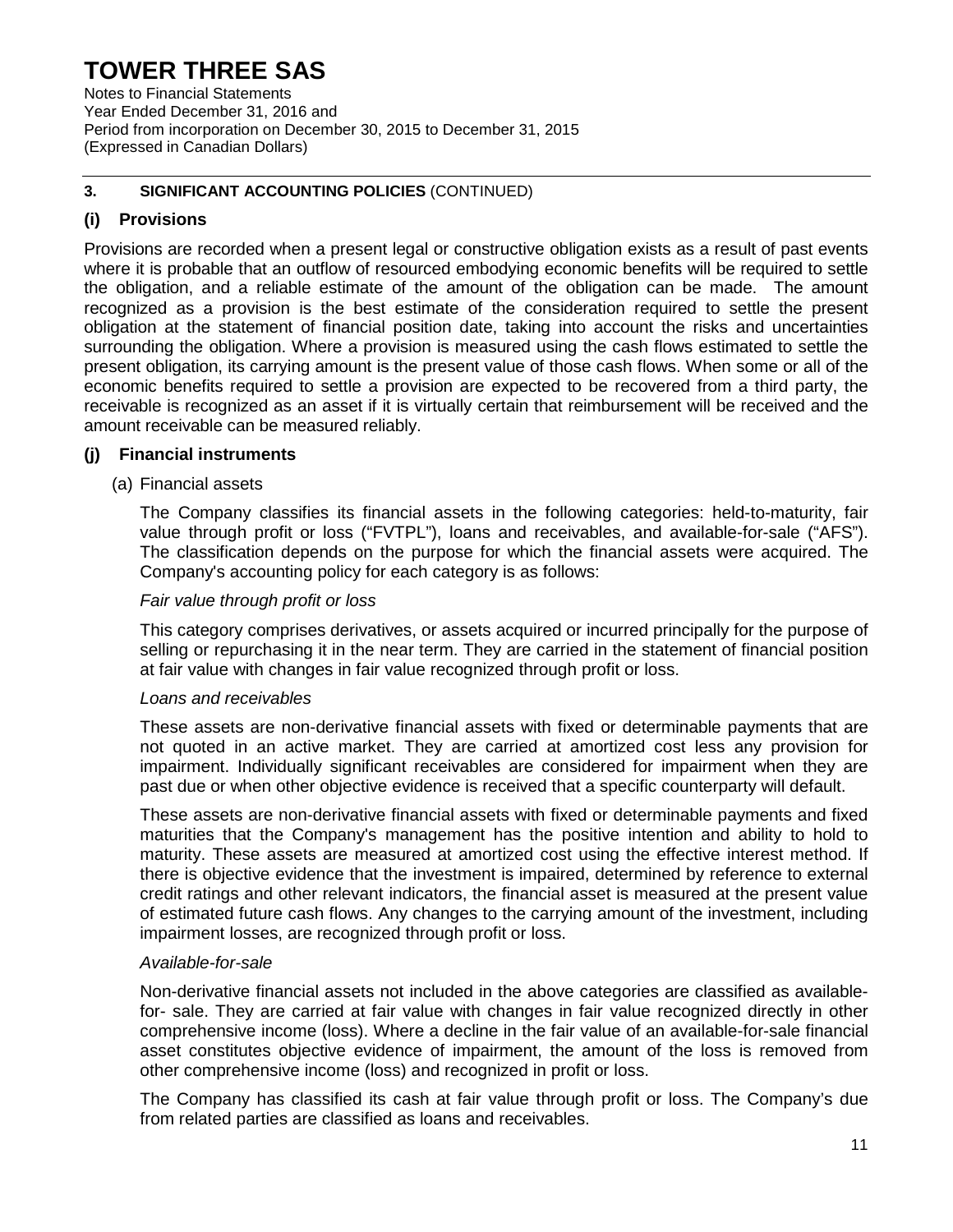# TOWER THREE SAS

Notes to Financial Statements
Year Ended December 31, 2016 and
Period from incorporation on December 30, 2015 to December 31, 2015
(Expressed in Canadian Dollars)

**3. SIGNIFICANT ACCOUNTING POLICIES** (CONTINUED)

## (i) Provisions

Provisions are recorded when a present legal or constructive obligation exists as a result of past events where it is probable that an outflow of resourced embodying economic benefits will be required to settle the obligation, and a reliable estimate of the amount of the obligation can be made. The amount recognized as a provision is the best estimate of the consideration required to settle the present obligation at the statement of financial position date, taking into account the risks and uncertainties surrounding the obligation. Where a provision is measured using the cash flows estimated to settle the present obligation, its carrying amount is the present value of those cash flows. When some or all of the economic benefits required to settle a provision are expected to be recovered from a third party, the receivable is recognized as an asset if it is virtually certain that reimbursement will be received and the amount receivable can be measured reliably.

## (j) Financial instruments

(a) Financial assets

The Company classifies its financial assets in the following categories: held-to-maturity, fair value through profit or loss ("FVTPL"), loans and receivables, and available-for-sale ("AFS"). The classification depends on the purpose for which the financial assets were acquired. The Company's accounting policy for each category is as follows:

*Fair value through profit or loss*

This category comprises derivatives, or assets acquired or incurred principally for the purpose of selling or repurchasing it in the near term. They are carried in the statement of financial position at fair value with changes in fair value recognized through profit or loss.

*Loans and receivables*

These assets are non-derivative financial assets with fixed or determinable payments that are not quoted in an active market. They are carried at amortized cost less any provision for impairment. Individually significant receivables are considered for impairment when they are past due or when other objective evidence is received that a specific counterparty will default.

These assets are non-derivative financial assets with fixed or determinable payments and fixed maturities that the Company's management has the positive intention and ability to hold to maturity. These assets are measured at amortized cost using the effective interest method. If there is objective evidence that the investment is impaired, determined by reference to external credit ratings and other relevant indicators, the financial asset is measured at the present value of estimated future cash flows. Any changes to the carrying amount of the investment, including impairment losses, are recognized through profit or loss.

*Available-for-sale*

Non-derivative financial assets not included in the above categories are classified as available-for- sale. They are carried at fair value with changes in fair value recognized directly in other comprehensive income (loss). Where a decline in the fair value of an available-for-sale financial asset constitutes objective evidence of impairment, the amount of the loss is removed from other comprehensive income (loss) and recognized in profit or loss.

The Company has classified its cash at fair value through profit or loss. The Company's due from related parties are classified as loans and receivables.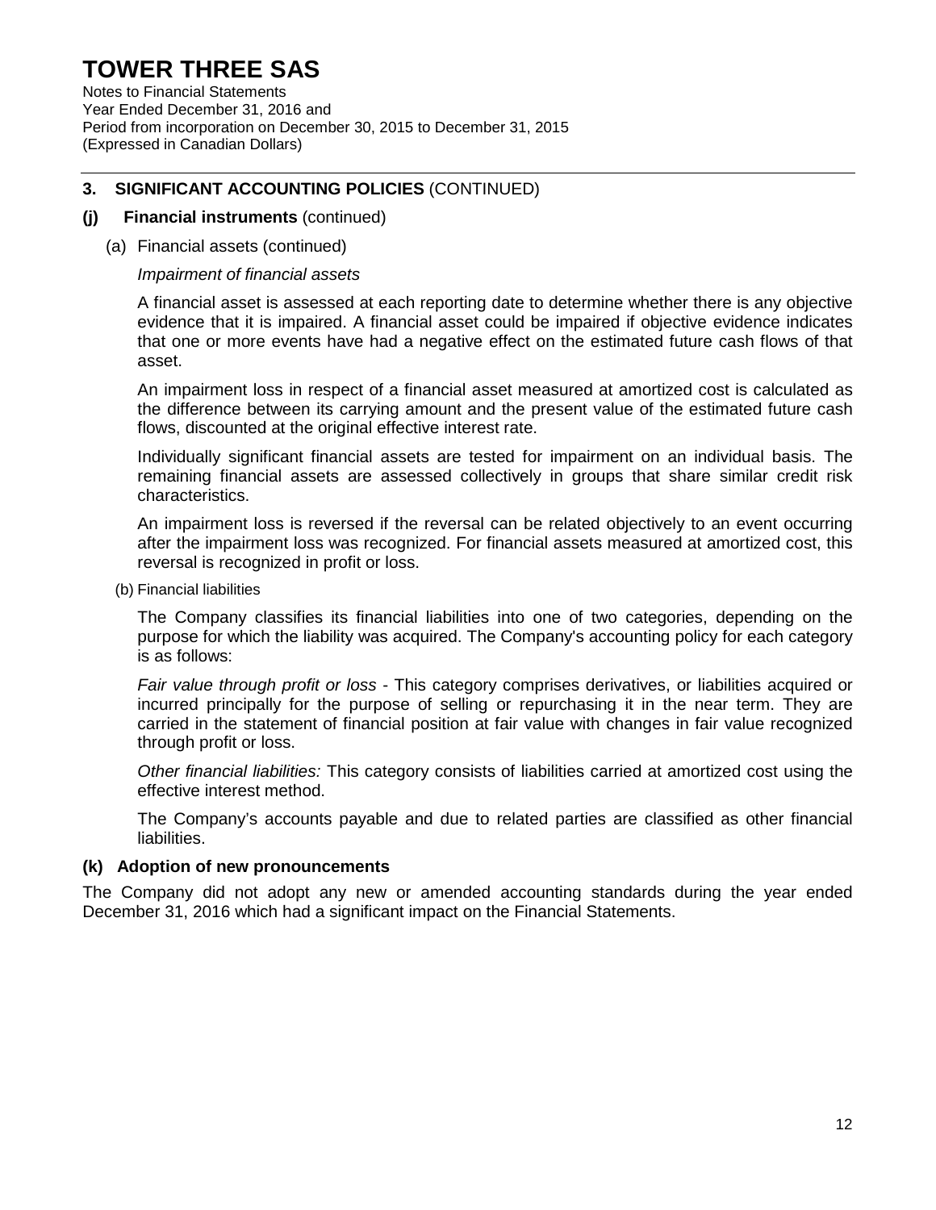## 3. SIGNIFICANT ACCOUNTING POLICIES (CONTINUED)

### (j) Financial instruments (continued)

(a) Financial assets (continued)

*Impairment of financial assets*

A financial asset is assessed at each reporting date to determine whether there is any objective evidence that it is impaired. A financial asset could be impaired if objective evidence indicates that one or more events have had a negative effect on the estimated future cash flows of that asset.

An impairment loss in respect of a financial asset measured at amortized cost is calculated as the difference between its carrying amount and the present value of the estimated future cash flows, discounted at the original effective interest rate.

Individually significant financial assets are tested for impairment on an individual basis. The remaining financial assets are assessed collectively in groups that share similar credit risk characteristics.

An impairment loss is reversed if the reversal can be related objectively to an event occurring after the impairment loss was recognized. For financial assets measured at amortized cost, this reversal is recognized in profit or loss.

(b) Financial liabilities

The Company classifies its financial liabilities into one of two categories, depending on the purpose for which the liability was acquired. The Company's accounting policy for each category is as follows:

*Fair value through profit or loss* - This category comprises derivatives, or liabilities acquired or incurred principally for the purpose of selling or repurchasing it in the near term. They are carried in the statement of financial position at fair value with changes in fair value recognized through profit or loss.

*Other financial liabilities:* This category consists of liabilities carried at amortized cost using the effective interest method.

The Company's accounts payable and due to related parties are classified as other financial liabilities.

### (k) Adoption of new pronouncements

The Company did not adopt any new or amended accounting standards during the year ended December 31, 2016 which had a significant impact on the Financial Statements.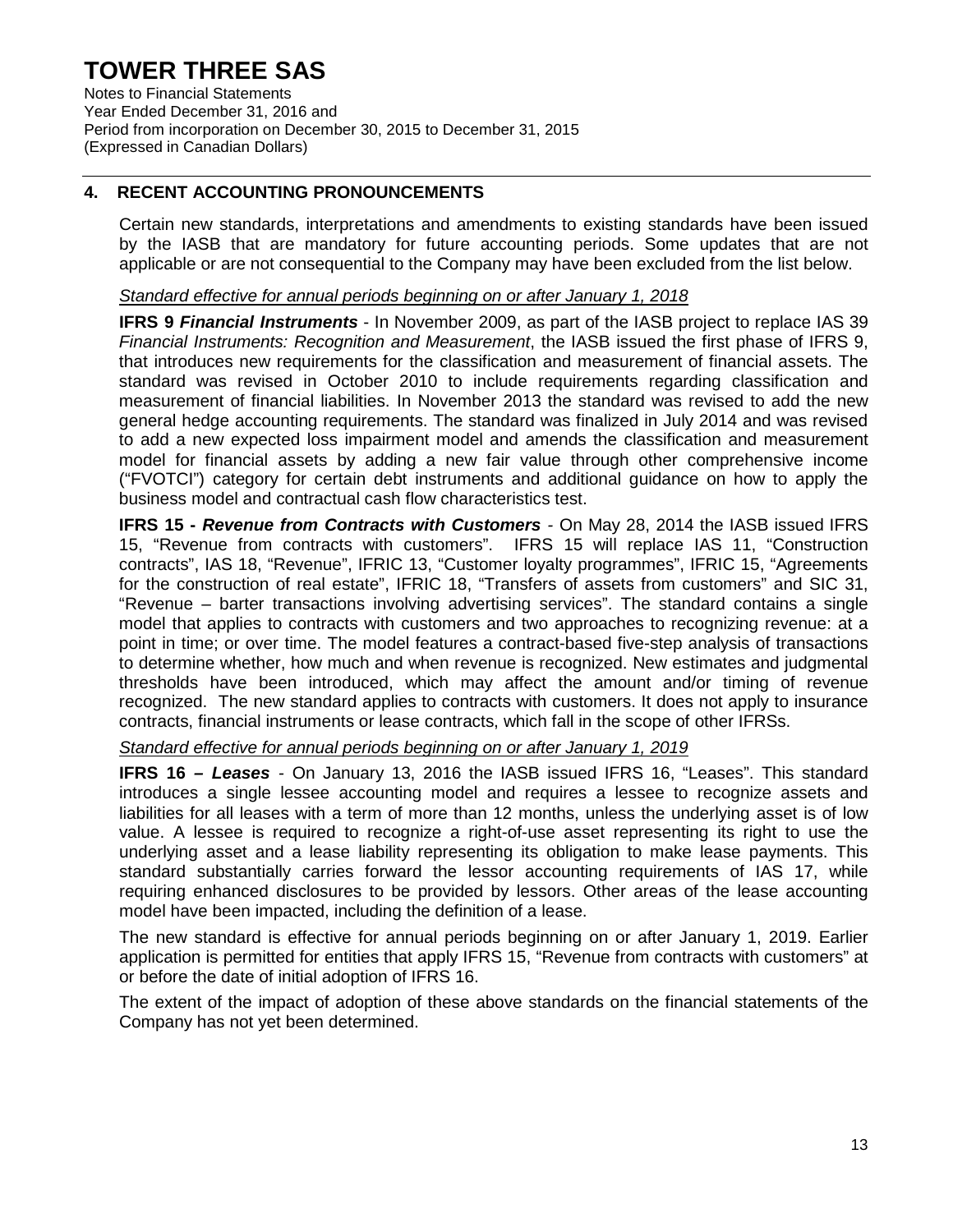# TOWER THREE SAS

Notes to Financial Statements
Year Ended December 31, 2016 and
Period from incorporation on December 30, 2015 to December 31, 2015
(Expressed in Canadian Dollars)

## 4. RECENT ACCOUNTING PRONOUNCEMENTS

Certain new standards, interpretations and amendments to existing standards have been issued by the IASB that are mandatory for future accounting periods. Some updates that are not applicable or are not consequential to the Company may have been excluded from the list below.

*Standard effective for annual periods beginning on or after January 1, 2018*

**IFRS 9 *Financial Instruments*** - In November 2009, as part of the IASB project to replace IAS 39 *Financial Instruments: Recognition and Measurement*, the IASB issued the first phase of IFRS 9, that introduces new requirements for the classification and measurement of financial assets. The standard was revised in October 2010 to include requirements regarding classification and measurement of financial liabilities. In November 2013 the standard was revised to add the new general hedge accounting requirements. The standard was finalized in July 2014 and was revised to add a new expected loss impairment model and amends the classification and measurement model for financial assets by adding a new fair value through other comprehensive income ("FVOTCI") category for certain debt instruments and additional guidance on how to apply the business model and contractual cash flow characteristics test.

**IFRS 15 - *Revenue from Contracts with Customers*** - On May 28, 2014 the IASB issued IFRS 15, "Revenue from contracts with customers". IFRS 15 will replace IAS 11, "Construction contracts", IAS 18, "Revenue", IFRIC 13, "Customer loyalty programmes", IFRIC 15, "Agreements for the construction of real estate", IFRIC 18, "Transfers of assets from customers" and SIC 31, "Revenue – barter transactions involving advertising services". The standard contains a single model that applies to contracts with customers and two approaches to recognizing revenue: at a point in time; or over time. The model features a contract-based five-step analysis of transactions to determine whether, how much and when revenue is recognized. New estimates and judgmental thresholds have been introduced, which may affect the amount and/or timing of revenue recognized. The new standard applies to contracts with customers. It does not apply to insurance contracts, financial instruments or lease contracts, which fall in the scope of other IFRSs.

*Standard effective for annual periods beginning on or after January 1, 2019*

**IFRS 16 – *Leases*** - On January 13, 2016 the IASB issued IFRS 16, "Leases". This standard introduces a single lessee accounting model and requires a lessee to recognize assets and liabilities for all leases with a term of more than 12 months, unless the underlying asset is of low value. A lessee is required to recognize a right-of-use asset representing its right to use the underlying asset and a lease liability representing its obligation to make lease payments. This standard substantially carries forward the lessor accounting requirements of IAS 17, while requiring enhanced disclosures to be provided by lessors. Other areas of the lease accounting model have been impacted, including the definition of a lease.

The new standard is effective for annual periods beginning on or after January 1, 2019. Earlier application is permitted for entities that apply IFRS 15, "Revenue from contracts with customers" at or before the date of initial adoption of IFRS 16.

The extent of the impact of adoption of these above standards on the financial statements of the Company has not yet been determined.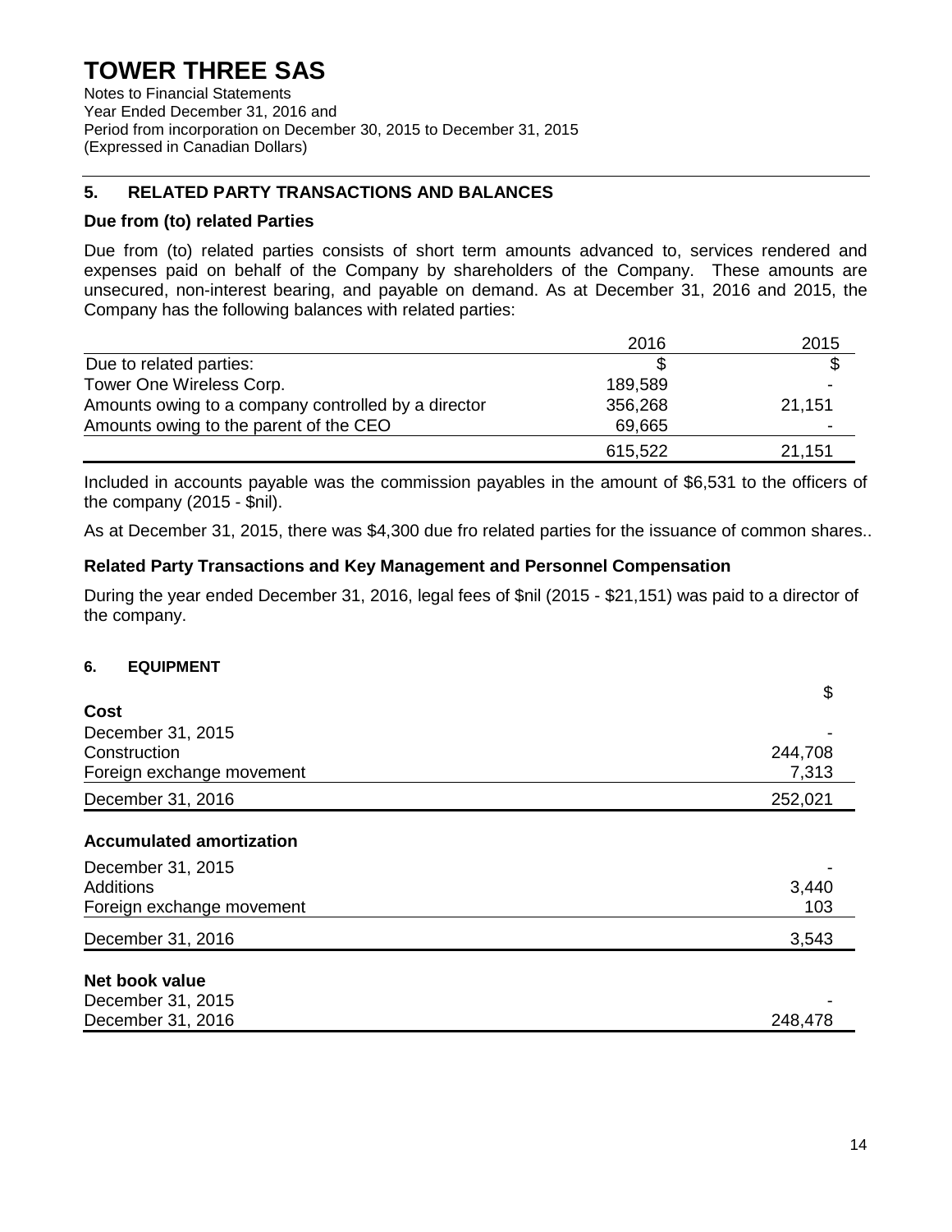# TOWER THREE SAS

Notes to Financial Statements
Year Ended December 31, 2016 and
Period from incorporation on December 30, 2015 to December 31, 2015
(Expressed in Canadian Dollars)

## 5. RELATED PARTY TRANSACTIONS AND BALANCES

### Due from (to) related Parties

Due from (to) related parties consists of short term amounts advanced to, services rendered and expenses paid on behalf of the Company by shareholders of the Company. These amounts are unsecured, non-interest bearing, and payable on demand. As at December 31, 2016 and 2015, the Company has the following balances with related parties:

| | 2016 | 2015 |
|---|---|---|
| Due to related parties: | $ | $ |
| Tower One Wireless Corp. | 189,589 | - |
| Amounts owing to a company controlled by a director | 356,268 | 21,151 |
| Amounts owing to the parent of the CEO | 69,665 | - |
| | 615,522 | 21,151 |

Included in accounts payable was the commission payables in the amount of $6,531 to the officers of the company (2015 - $nil).

As at December 31, 2015, there was $4,300 due fro related parties for the issuance of common shares..

### Related Party Transactions and Key Management and Personnel Compensation

During the year ended December 31, 2016, legal fees of $nil (2015 - $21,151) was paid to a director of the company.

## 6. EQUIPMENT

| | $ |
|---|---|
| **Cost** | |
| December 31, 2015 | - |
| Construction | 244,708 |
| Foreign exchange movement | 7,313 |
| December 31, 2016 | 252,021 |
| **Accumulated amortization** | |
| December 31, 2015 | - |
| Additions | 3,440 |
| Foreign exchange movement | 103 |
| December 31, 2016 | 3,543 |
| **Net book value** | |
| December 31, 2015 | - |
| December 31, 2016 | 248,478 |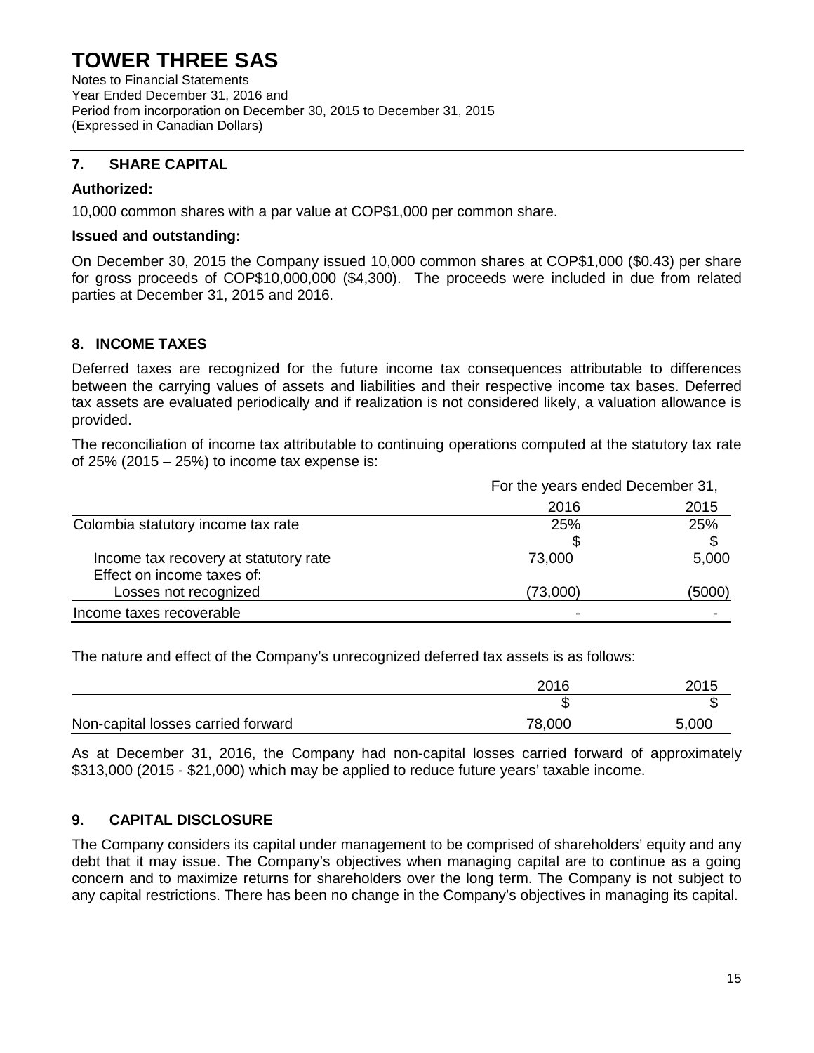# TOWER THREE SAS

Notes to Financial Statements
Year Ended December 31, 2016 and
Period from incorporation on December 30, 2015 to December 31, 2015
(Expressed in Canadian Dollars)

## 7. SHARE CAPITAL

**Authorized:**

10,000 common shares with a par value at COP$1,000 per common share.

**Issued and outstanding:**

On December 30, 2015 the Company issued 10,000 common shares at COP$1,000 ($0.43) per share for gross proceeds of COP$10,000,000 ($4,300). The proceeds were included in due from related parties at December 31, 2015 and 2016.

## 8. INCOME TAXES

Deferred taxes are recognized for the future income tax consequences attributable to differences between the carrying values of assets and liabilities and their respective income tax bases. Deferred tax assets are evaluated periodically and if realization is not considered likely, a valuation allowance is provided.

The reconciliation of income tax attributable to continuing operations computed at the statutory tax rate of 25% (2015 – 25%) to income tax expense is:

| | For the years ended December 31, | |
|---|---|---|
| | 2016 | 2015 |
| Colombia statutory income tax rate | 25% | 25% |
| | $ | $ |
| Income tax recovery at statutory rate | 73,000 | 5,000 |
| Effect on income taxes of: | | |
| Losses not recognized | (73,000) | (5000) |
| Income taxes recoverable | - | - |

The nature and effect of the Company's unrecognized deferred tax assets is as follows:

| | 2016 | 2015 |
|---|---|---|
| | $ | $ |
| Non-capital losses carried forward | 78,000 | 5,000 |

As at December 31, 2016, the Company had non-capital losses carried forward of approximately $313,000 (2015 - $21,000) which may be applied to reduce future years' taxable income.

## 9. CAPITAL DISCLOSURE

The Company considers its capital under management to be comprised of shareholders' equity and any debt that it may issue. The Company's objectives when managing capital are to continue as a going concern and to maximize returns for shareholders over the long term. The Company is not subject to any capital restrictions. There has been no change in the Company's objectives in managing its capital.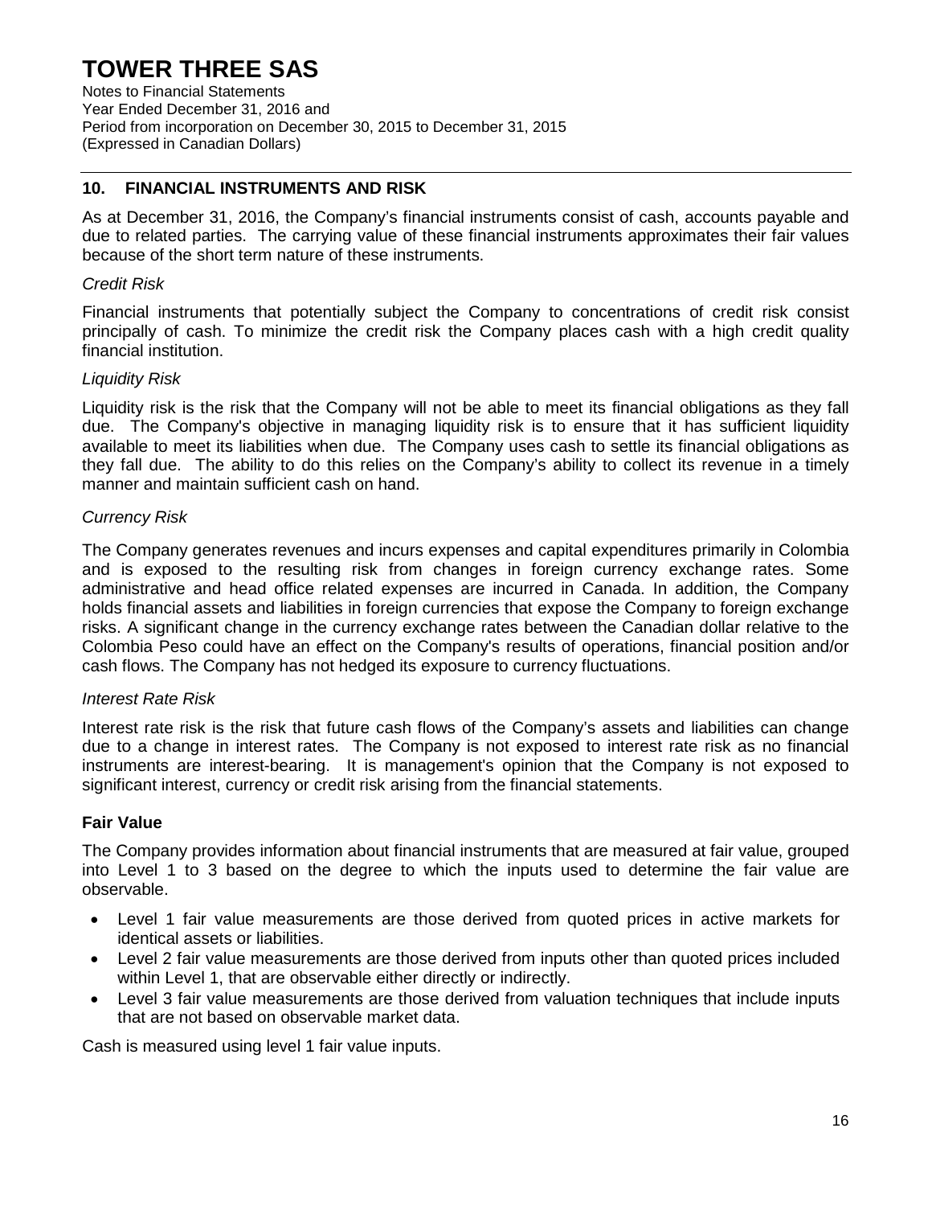# TOWER THREE SAS

Notes to Financial Statements
Year Ended December 31, 2016 and
Period from incorporation on December 30, 2015 to December 31, 2015
(Expressed in Canadian Dollars)

## 10. FINANCIAL INSTRUMENTS AND RISK

As at December 31, 2016, the Company's financial instruments consist of cash, accounts payable and due to related parties. The carrying value of these financial instruments approximates their fair values because of the short term nature of these instruments.

*Credit Risk*

Financial instruments that potentially subject the Company to concentrations of credit risk consist principally of cash. To minimize the credit risk the Company places cash with a high credit quality financial institution.

*Liquidity Risk*

Liquidity risk is the risk that the Company will not be able to meet its financial obligations as they fall due. The Company's objective in managing liquidity risk is to ensure that it has sufficient liquidity available to meet its liabilities when due. The Company uses cash to settle its financial obligations as they fall due. The ability to do this relies on the Company's ability to collect its revenue in a timely manner and maintain sufficient cash on hand.

*Currency Risk*

The Company generates revenues and incurs expenses and capital expenditures primarily in Colombia and is exposed to the resulting risk from changes in foreign currency exchange rates. Some administrative and head office related expenses are incurred in Canada. In addition, the Company holds financial assets and liabilities in foreign currencies that expose the Company to foreign exchange risks. A significant change in the currency exchange rates between the Canadian dollar relative to the Colombia Peso could have an effect on the Company's results of operations, financial position and/or cash flows. The Company has not hedged its exposure to currency fluctuations.

*Interest Rate Risk*

Interest rate risk is the risk that future cash flows of the Company's assets and liabilities can change due to a change in interest rates. The Company is not exposed to interest rate risk as no financial instruments are interest-bearing. It is management's opinion that the Company is not exposed to significant interest, currency or credit risk arising from the financial statements.

**Fair Value**

The Company provides information about financial instruments that are measured at fair value, grouped into Level 1 to 3 based on the degree to which the inputs used to determine the fair value are observable.

- Level 1 fair value measurements are those derived from quoted prices in active markets for identical assets or liabilities.
- Level 2 fair value measurements are those derived from inputs other than quoted prices included within Level 1, that are observable either directly or indirectly.
- Level 3 fair value measurements are those derived from valuation techniques that include inputs that are not based on observable market data.

Cash is measured using level 1 fair value inputs.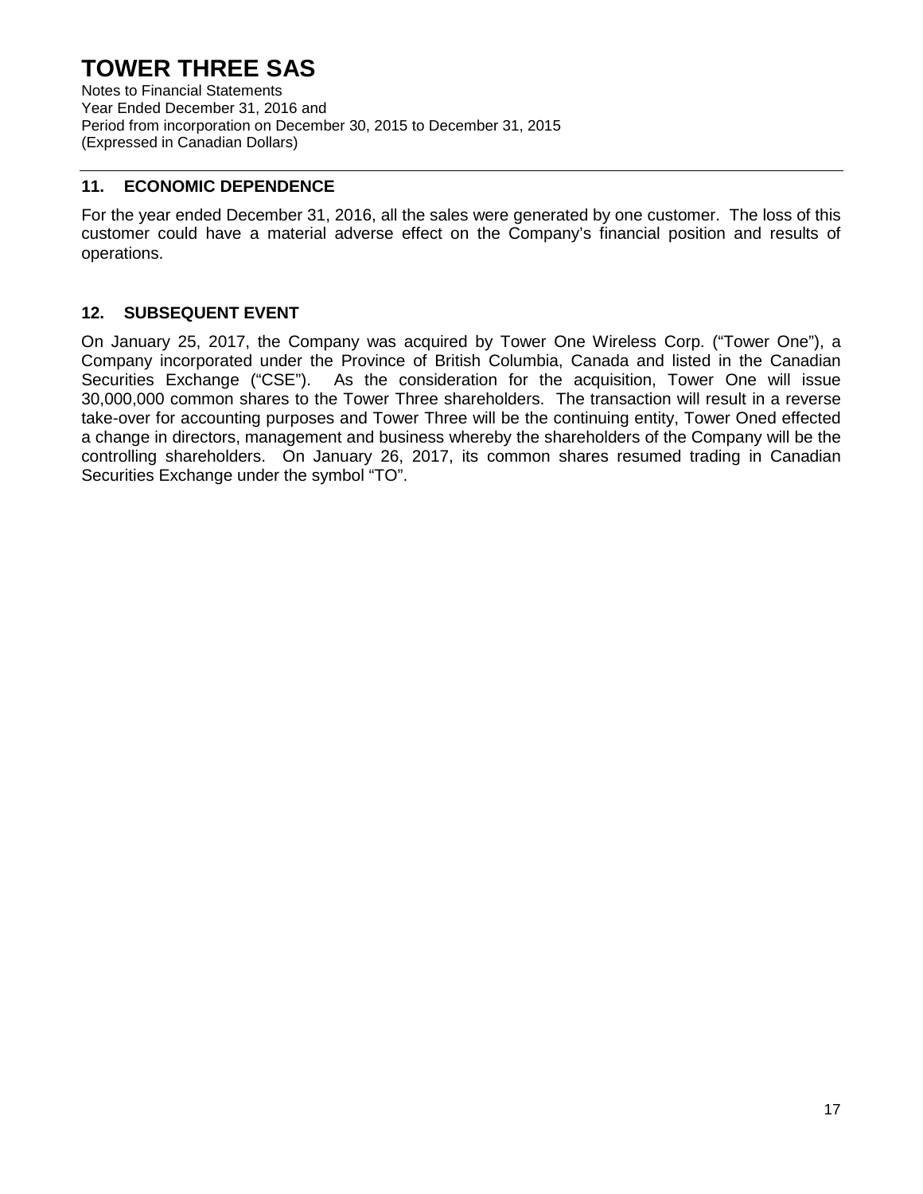# TOWER THREE SAS

Notes to Financial Statements
Year Ended December 31, 2016 and
Period from incorporation on December 30, 2015 to December 31, 2015
(Expressed in Canadian Dollars)

## 11. ECONOMIC DEPENDENCE

For the year ended December 31, 2016, all the sales were generated by one customer. The loss of this customer could have a material adverse effect on the Company's financial position and results of operations.

## 12. SUBSEQUENT EVENT

On January 25, 2017, the Company was acquired by Tower One Wireless Corp. ("Tower One"), a Company incorporated under the Province of British Columbia, Canada and listed in the Canadian Securities Exchange ("CSE"). As the consideration for the acquisition, Tower One will issue 30,000,000 common shares to the Tower Three shareholders. The transaction will result in a reverse take-over for accounting purposes and Tower Three will be the continuing entity, Tower Oned effected a change in directors, management and business whereby the shareholders of the Company will be the controlling shareholders. On January 26, 2017, its common shares resumed trading in Canadian Securities Exchange under the symbol "TO".